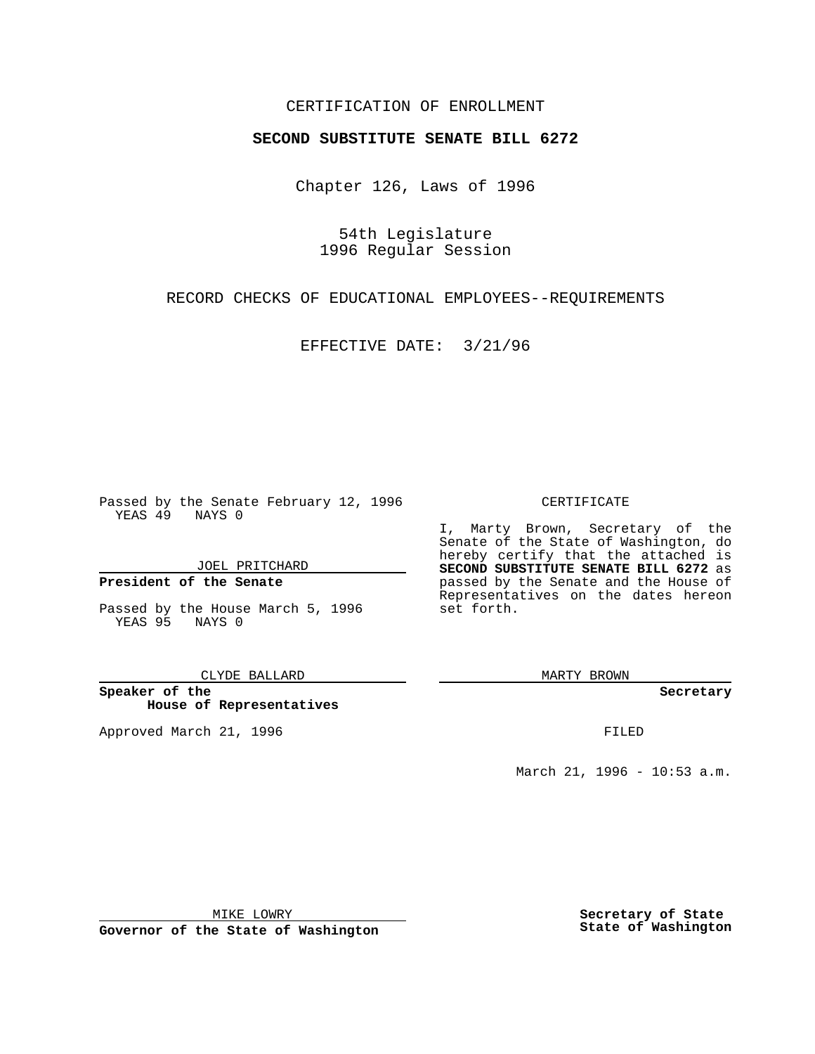CERTIFICATION OF ENROLLMENT

**SECOND SUBSTITUTE SENATE BILL 6272**

Chapter 126, Laws of 1996

54th Legislature
1996 Regular Session

RECORD CHECKS OF EDUCATIONAL EMPLOYEES--REQUIREMENTS

EFFECTIVE DATE: 3/21/96

Passed by the Senate February 12, 1996
YEAS 49 NAYS 0

JOEL PRITCHARD

**President of the Senate**

Passed by the House March 5, 1996
YEAS 95 NAYS 0

CLYDE BALLARD

**Speaker of the House of Representatives**

Approved March 21, 1996

MIKE LOWRY

**Governor of the State of Washington**

CERTIFICATE

I, Marty Brown, Secretary of the Senate of the State of Washington, do hereby certify that the attached is **SECOND SUBSTITUTE SENATE BILL 6272** as passed by the Senate and the House of Representatives on the dates hereon set forth.

MARTY BROWN

**Secretary**

FILED

March 21, 1996 - 10:53 a.m.

**Secretary of State State of Washington**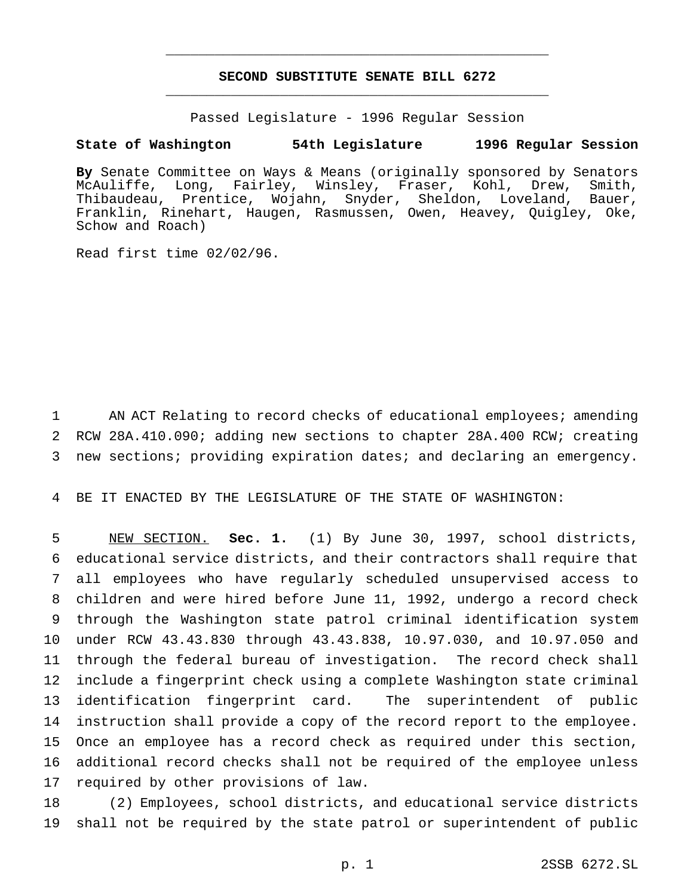# SECOND SUBSTITUTE SENATE BILL 6272

Passed Legislature - 1996 Regular Session

**State of Washington 54th Legislature 1996 Regular Session**

**By** Senate Committee on Ways & Means (originally sponsored by Senators McAuliffe, Long, Fairley, Winsley, Fraser, Kohl, Drew, Smith, Thibaudeau, Prentice, Wojahn, Snyder, Sheldon, Loveland, Bauer, Franklin, Rinehart, Haugen, Rasmussen, Owen, Heavey, Quigley, Oke, Schow and Roach)

Read first time 02/02/96.

AN ACT Relating to record checks of educational employees; amending RCW 28A.410.090; adding new sections to chapter 28A.400 RCW; creating new sections; providing expiration dates; and declaring an emergency.

BE IT ENACTED BY THE LEGISLATURE OF THE STATE OF WASHINGTON:

NEW SECTION. **Sec. 1.** (1) By June 30, 1997, school districts, educational service districts, and their contractors shall require that all employees who have regularly scheduled unsupervised access to children and were hired before June 11, 1992, undergo a record check through the Washington state patrol criminal identification system under RCW 43.43.830 through 43.43.838, 10.97.030, and 10.97.050 and through the federal bureau of investigation. The record check shall include a fingerprint check using a complete Washington state criminal identification fingerprint card. The superintendent of public instruction shall provide a copy of the record report to the employee. Once an employee has a record check as required under this section, additional record checks shall not be required of the employee unless required by other provisions of law.

(2) Employees, school districts, and educational service districts shall not be required by the state patrol or superintendent of public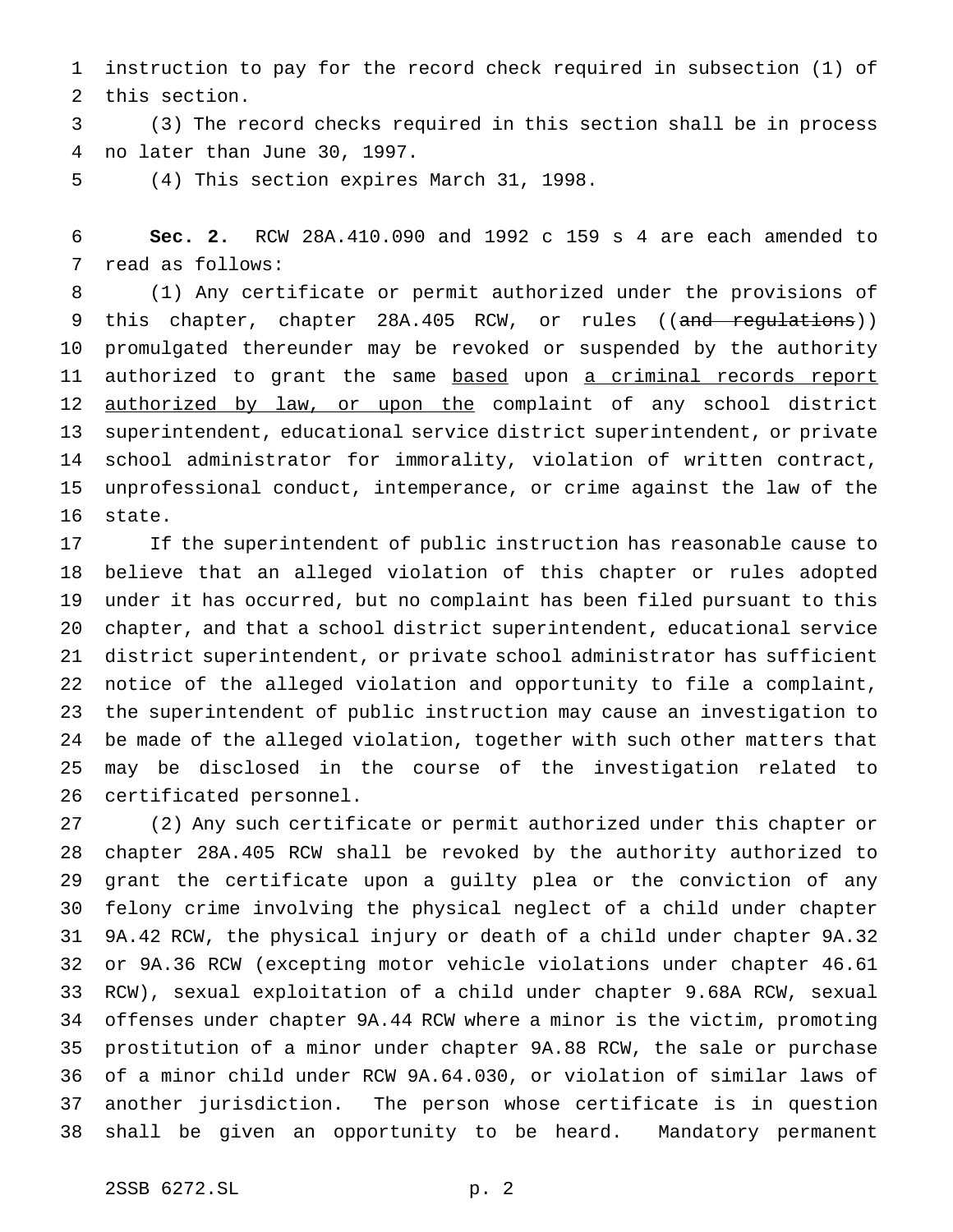instruction to pay for the record check required in subsection (1) of this section.

(3) The record checks required in this section shall be in process no later than June 30, 1997.

(4) This section expires March 31, 1998.

**Sec. 2.** RCW 28A.410.090 and 1992 c 159 s 4 are each amended to read as follows:

(1) Any certificate or permit authorized under the provisions of this chapter, chapter 28A.405 RCW, or rules ((~~and regulations~~)) promulgated thereunder may be revoked or suspended by the authority authorized to grant the same <u>based</u> upon <u>a criminal records report authorized by law, or upon the</u> complaint of any school district superintendent, educational service district superintendent, or private school administrator for immorality, violation of written contract, unprofessional conduct, intemperance, or crime against the law of the state.

If the superintendent of public instruction has reasonable cause to believe that an alleged violation of this chapter or rules adopted under it has occurred, but no complaint has been filed pursuant to this chapter, and that a school district superintendent, educational service district superintendent, or private school administrator has sufficient notice of the alleged violation and opportunity to file a complaint, the superintendent of public instruction may cause an investigation to be made of the alleged violation, together with such other matters that may be disclosed in the course of the investigation related to certificated personnel.

(2) Any such certificate or permit authorized under this chapter or chapter 28A.405 RCW shall be revoked by the authority authorized to grant the certificate upon a guilty plea or the conviction of any felony crime involving the physical neglect of a child under chapter 9A.42 RCW, the physical injury or death of a child under chapter 9A.32 or 9A.36 RCW (excepting motor vehicle violations under chapter 46.61 RCW), sexual exploitation of a child under chapter 9.68A RCW, sexual offenses under chapter 9A.44 RCW where a minor is the victim, promoting prostitution of a minor under chapter 9A.88 RCW, the sale or purchase of a minor child under RCW 9A.64.030, or violation of similar laws of another jurisdiction. The person whose certificate is in question shall be given an opportunity to be heard. Mandatory permanent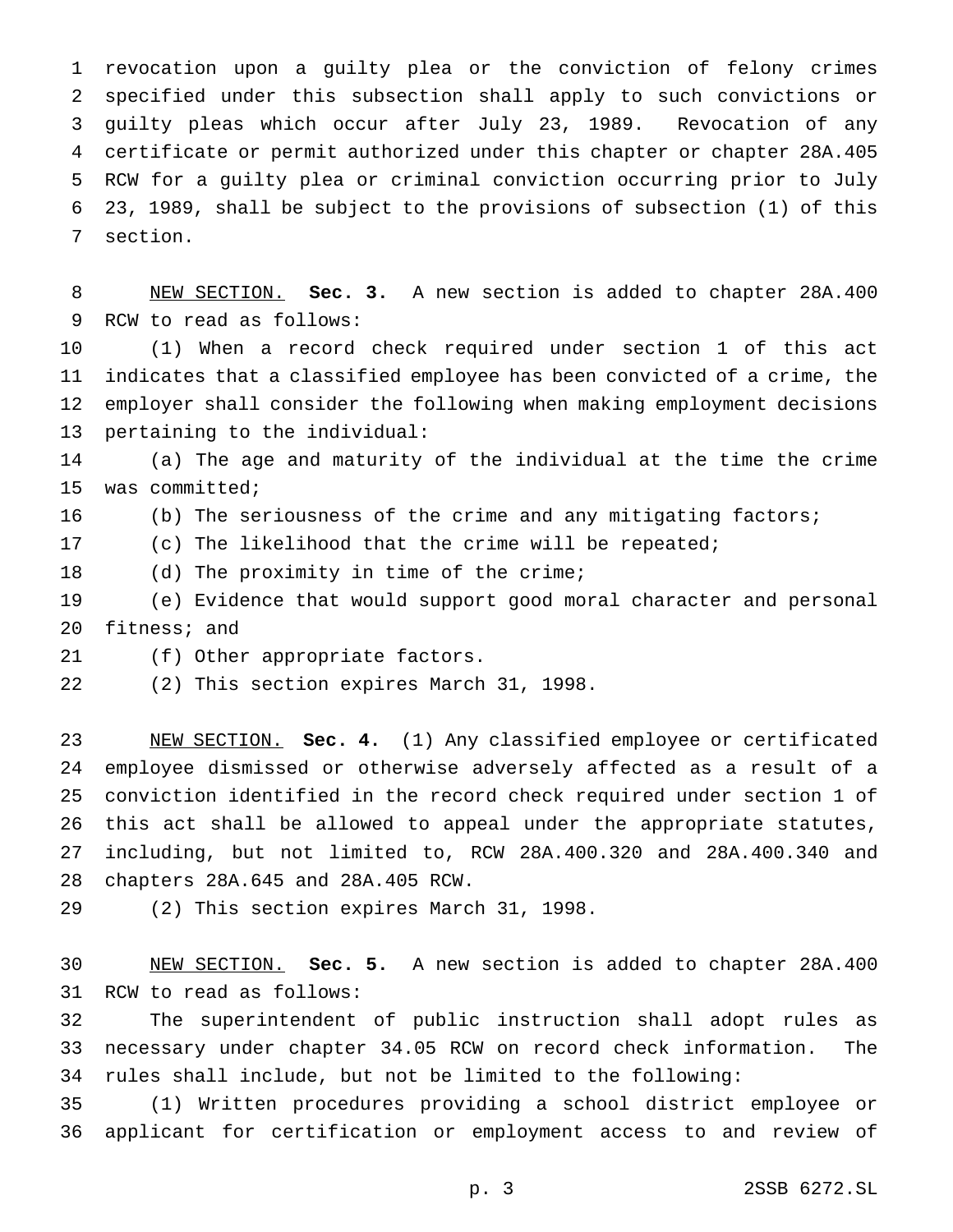revocation upon a guilty plea or the conviction of felony crimes specified under this subsection shall apply to such convictions or guilty pleas which occur after July 23, 1989. Revocation of any certificate or permit authorized under this chapter or chapter 28A.405 RCW for a guilty plea or criminal conviction occurring prior to July 23, 1989, shall be subject to the provisions of subsection (1) of this section.

NEW SECTION. **Sec. 3.** A new section is added to chapter 28A.400 RCW to read as follows:

(1) When a record check required under section 1 of this act indicates that a classified employee has been convicted of a crime, the employer shall consider the following when making employment decisions pertaining to the individual:

(a) The age and maturity of the individual at the time the crime was committed;

(b) The seriousness of the crime and any mitigating factors;

(c) The likelihood that the crime will be repeated;

(d) The proximity in time of the crime;

(e) Evidence that would support good moral character and personal fitness; and

(f) Other appropriate factors.

(2) This section expires March 31, 1998.

NEW SECTION. **Sec. 4.** (1) Any classified employee or certificated employee dismissed or otherwise adversely affected as a result of a conviction identified in the record check required under section 1 of this act shall be allowed to appeal under the appropriate statutes, including, but not limited to, RCW 28A.400.320 and 28A.400.340 and chapters 28A.645 and 28A.405 RCW.

(2) This section expires March 31, 1998.

NEW SECTION. **Sec. 5.** A new section is added to chapter 28A.400 RCW to read as follows:

The superintendent of public instruction shall adopt rules as necessary under chapter 34.05 RCW on record check information. The rules shall include, but not be limited to, the following:

(1) Written procedures providing a school district employee or applicant for certification or employment access to and review of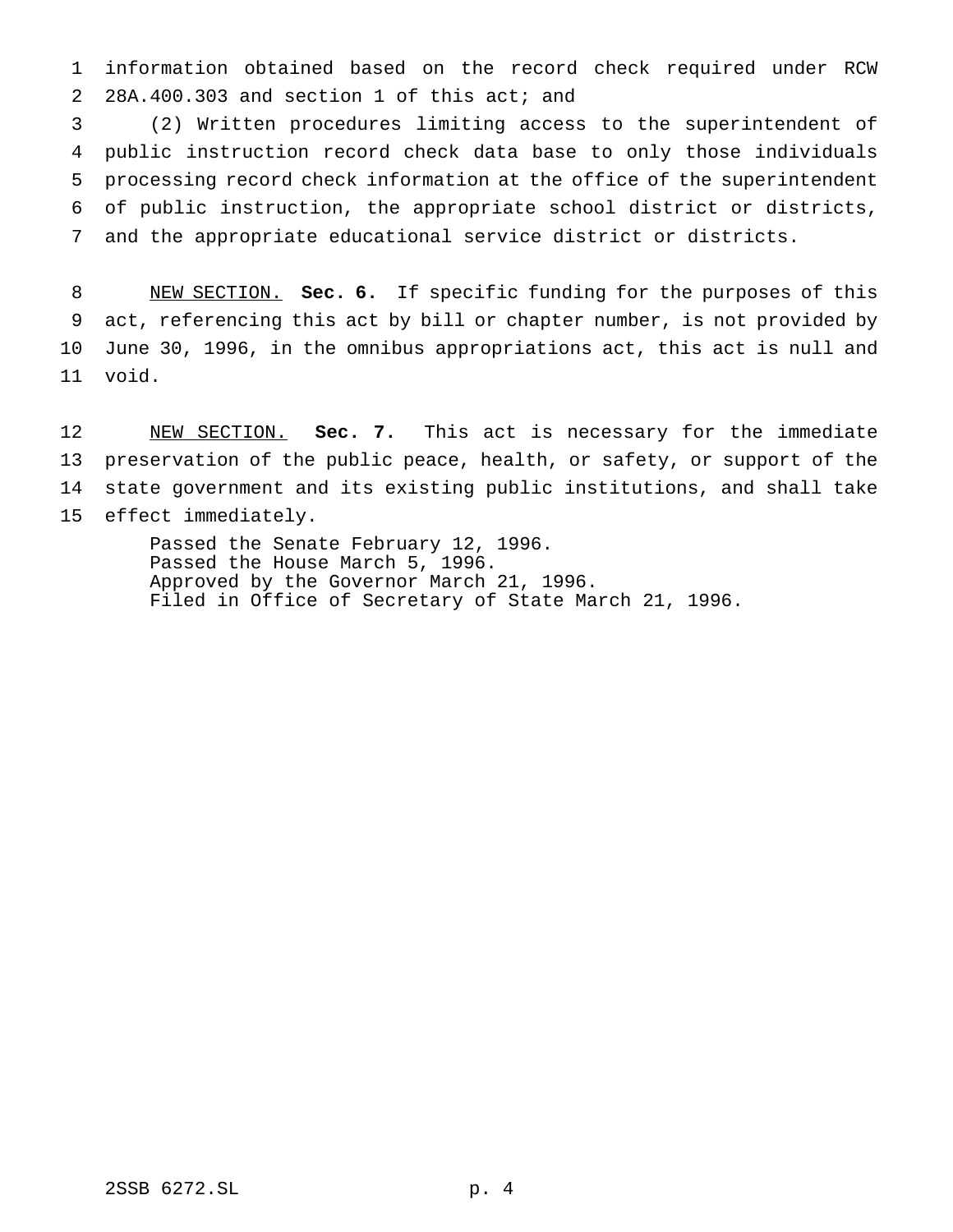information obtained based on the record check required under RCW 28A.400.303 and section 1 of this act; and

(2) Written procedures limiting access to the superintendent of public instruction record check data base to only those individuals processing record check information at the office of the superintendent of public instruction, the appropriate school district or districts, and the appropriate educational service district or districts.

NEW SECTION. **Sec. 6.** If specific funding for the purposes of this act, referencing this act by bill or chapter number, is not provided by June 30, 1996, in the omnibus appropriations act, this act is null and void.

NEW SECTION. **Sec. 7.** This act is necessary for the immediate preservation of the public peace, health, or safety, or support of the state government and its existing public institutions, and shall take effect immediately.

Passed the Senate February 12, 1996.
Passed the House March 5, 1996.
Approved by the Governor March 21, 1996.
Filed in Office of Secretary of State March 21, 1996.